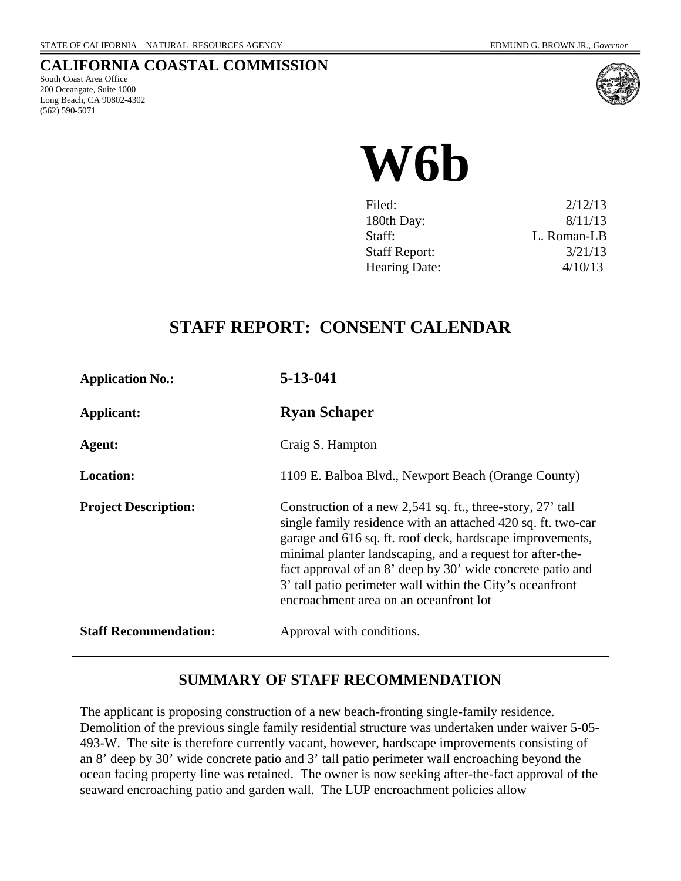STATE OF CALIFORNIA – NATURAL RESOURCES AGENCY EDMUND G. BROWN JR., *Governor*

**CALIFORNIA COASTAL COMMISSION**
South Coast Area Office
200 Oceangate, Suite 1000
Long Beach, CA 90802-4302
(562) 590-5071

# W6b

| | |
|---|---|
| Filed: | 2/12/13 |
| 180th Day: | 8/11/13 |
| Staff: | L. Roman-LB |
| Staff Report: | 3/21/13 |
| Hearing Date: | 4/10/13 |

## STAFF REPORT: CONSENT CALENDAR

**Application No.:** **5-13-041**

**Applicant:** **Ryan Schaper**

**Agent:** Craig S. Hampton

**Location:** 1109 E. Balboa Blvd., Newport Beach (Orange County)

**Project Description:** Construction of a new 2,541 sq. ft., three-story, 27' tall single family residence with an attached 420 sq. ft. two-car garage and 616 sq. ft. roof deck, hardscape improvements, minimal planter landscaping, and a request for after-the-fact approval of an 8' deep by 30' wide concrete patio and 3' tall patio perimeter wall within the City's oceanfront encroachment area on an oceanfront lot

**Staff Recommendation:** Approval with conditions.

---

### SUMMARY OF STAFF RECOMMENDATION

The applicant is proposing construction of a new beach-fronting single-family residence. Demolition of the previous single family residential structure was undertaken under waiver 5-05-493-W. The site is therefore currently vacant, however, hardscape improvements consisting of an 8' deep by 30' wide concrete patio and 3' tall patio perimeter wall encroaching beyond the ocean facing property line was retained. The owner is now seeking after-the-fact approval of the seaward encroaching patio and garden wall. The LUP encroachment policies allow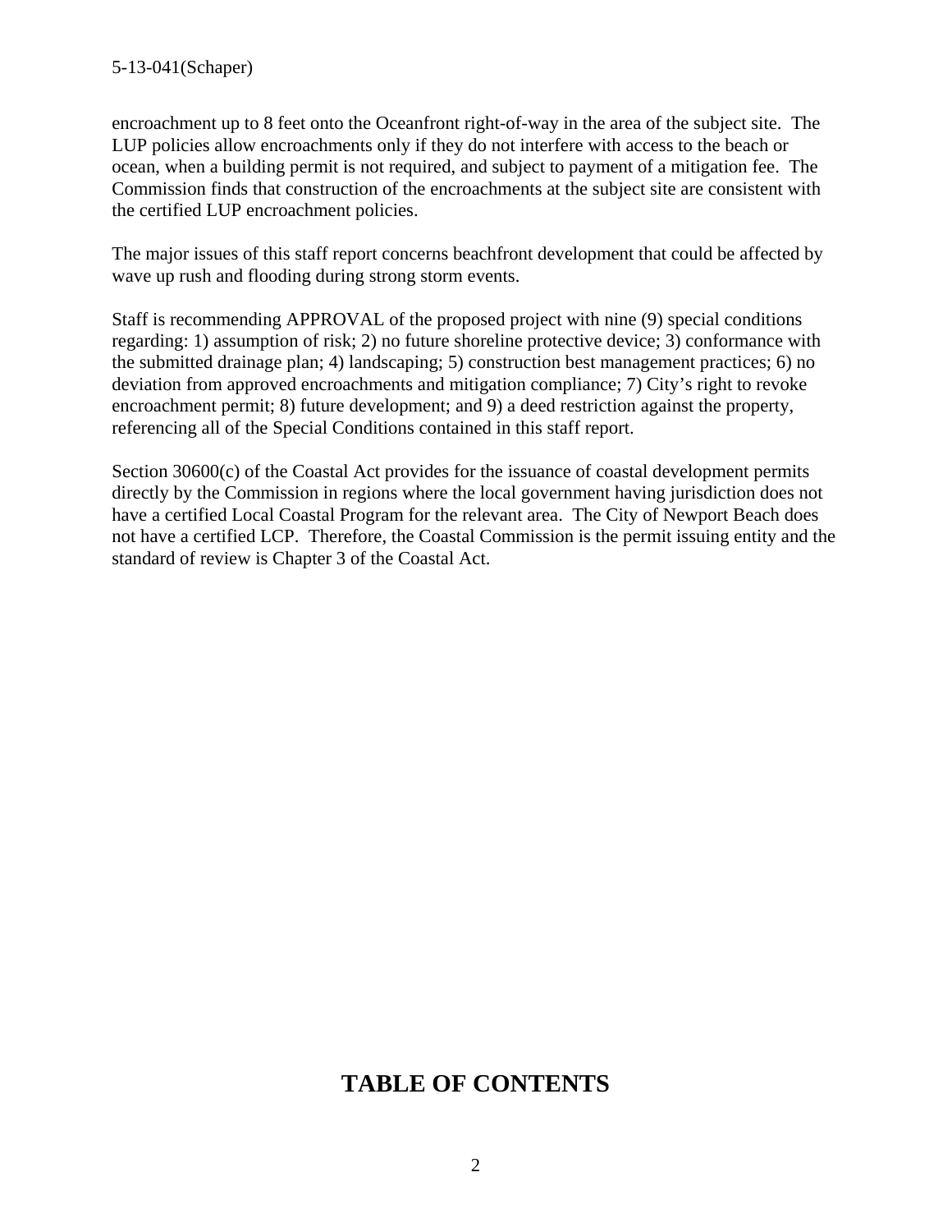encroachment up to 8 feet onto the Oceanfront right-of-way in the area of the subject site. The LUP policies allow encroachments only if they do not interfere with access to the beach or ocean, when a building permit is not required, and subject to payment of a mitigation fee. The Commission finds that construction of the encroachments at the subject site are consistent with the certified LUP encroachment policies.

The major issues of this staff report concerns beachfront development that could be affected by wave up rush and flooding during strong storm events.

Staff is recommending APPROVAL of the proposed project with nine (9) special conditions regarding: 1) assumption of risk; 2) no future shoreline protective device; 3) conformance with the submitted drainage plan; 4) landscaping; 5) construction best management practices; 6) no deviation from approved encroachments and mitigation compliance; 7) City's right to revoke encroachment permit; 8) future development; and 9) a deed restriction against the property, referencing all of the Special Conditions contained in this staff report.

Section 30600(c) of the Coastal Act provides for the issuance of coastal development permits directly by the Commission in regions where the local government having jurisdiction does not have a certified Local Coastal Program for the relevant area. The City of Newport Beach does not have a certified LCP. Therefore, the Coastal Commission is the permit issuing entity and the standard of review is Chapter 3 of the Coastal Act.

# TABLE OF CONTENTS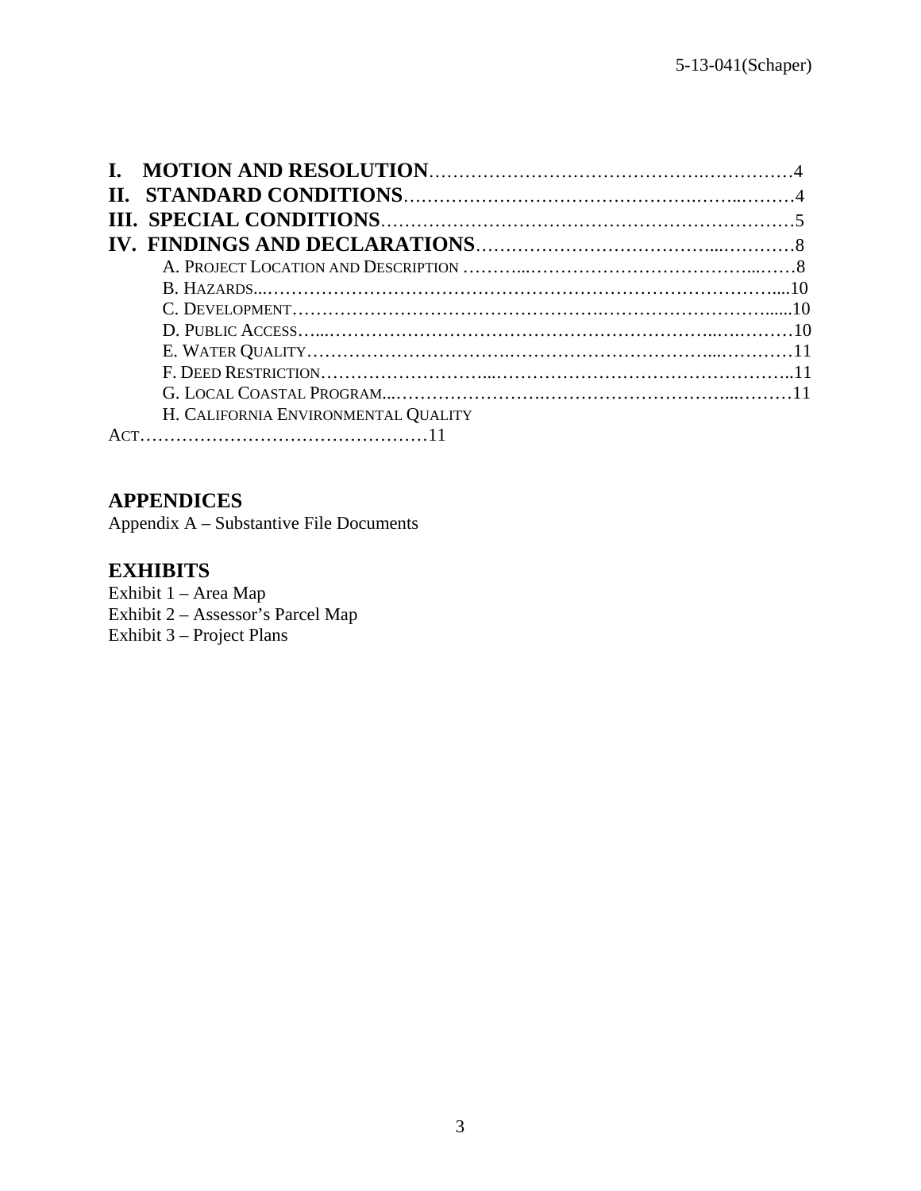**I. MOTION AND RESOLUTION**……………………………………….……………4
**II. STANDARD CONDITIONS**…………………………….…………..……..………4
**III. SPECIAL CONDITIONS**………………………………………………………………5
**IV. FINDINGS AND DECLARATIONS**…………………………………...…………8

- A. PROJECT LOCATION AND DESCRIPTION ………...……………………………….....……8
- B. HAZARDS...………………………………………………………………………....10
- C. DEVELOPMENT…………………………………………….………………………......10
- D. PUBLIC ACCESS…...………………………………………………………..…..………10
- E. WATER QUALITY……………………………….…………………………...…………11
- F. DEED RESTRICTION………………………....…………………………………………..11
- G. LOCAL COASTAL PROGRAM...…………………….…………………………...………11
- H. CALIFORNIA ENVIRONMENTAL QUALITY ACT…………………………………………11

## APPENDICES

Appendix A – Substantive File Documents

## EXHIBITS

Exhibit 1 – Area Map
Exhibit 2 – Assessor's Parcel Map
Exhibit 3 – Project Plans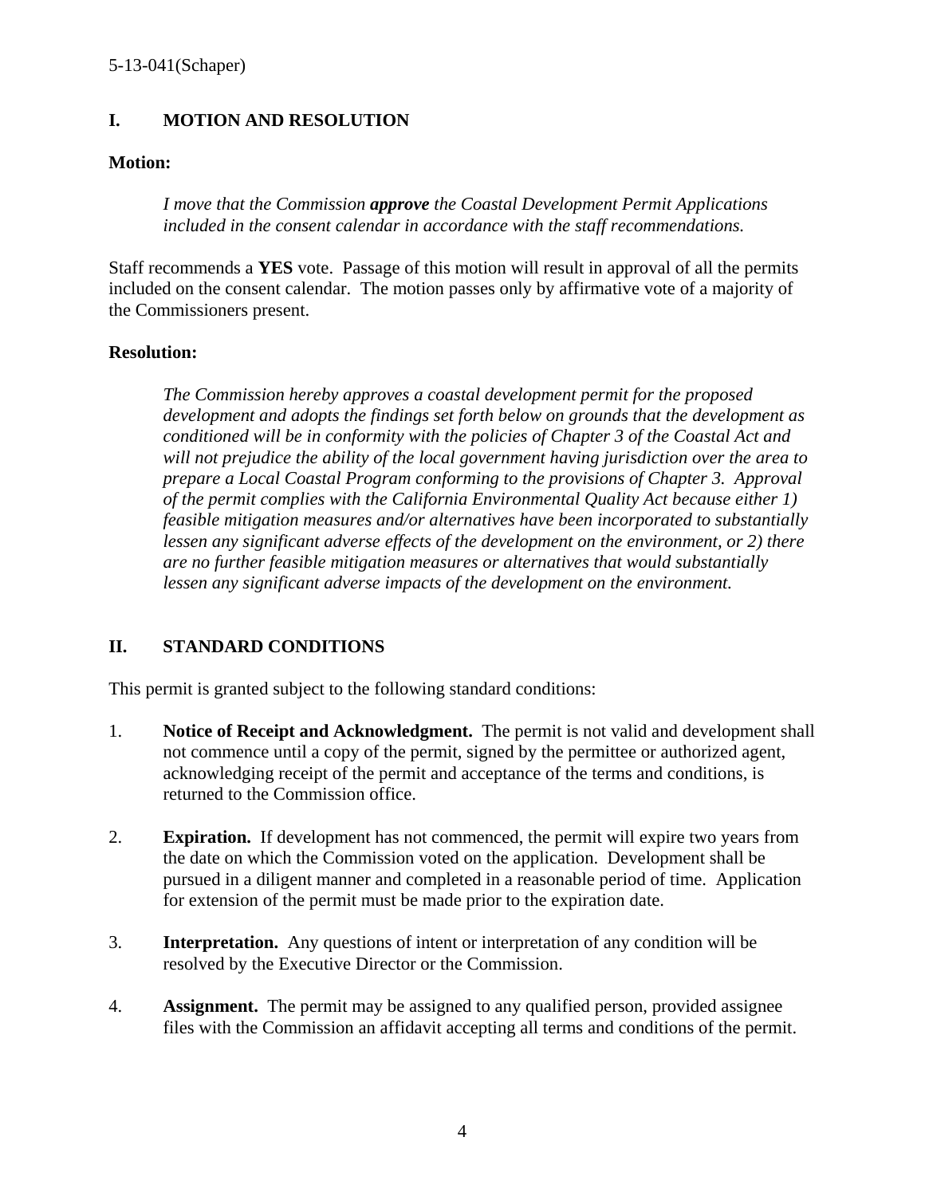## I. MOTION AND RESOLUTION

**Motion:**

> *I move that the Commission **approve** the Coastal Development Permit Applications included in the consent calendar in accordance with the staff recommendations.*

Staff recommends a **YES** vote. Passage of this motion will result in approval of all the permits included on the consent calendar. The motion passes only by affirmative vote of a majority of the Commissioners present.

**Resolution:**

> *The Commission hereby approves a coastal development permit for the proposed development and adopts the findings set forth below on grounds that the development as conditioned will be in conformity with the policies of Chapter 3 of the Coastal Act and will not prejudice the ability of the local government having jurisdiction over the area to prepare a Local Coastal Program conforming to the provisions of Chapter 3. Approval of the permit complies with the California Environmental Quality Act because either 1) feasible mitigation measures and/or alternatives have been incorporated to substantially lessen any significant adverse effects of the development on the environment, or 2) there are no further feasible mitigation measures or alternatives that would substantially lessen any significant adverse impacts of the development on the environment.*

## II. STANDARD CONDITIONS

This permit is granted subject to the following standard conditions:

1. **Notice of Receipt and Acknowledgment.** The permit is not valid and development shall not commence until a copy of the permit, signed by the permittee or authorized agent, acknowledging receipt of the permit and acceptance of the terms and conditions, is returned to the Commission office.

2. **Expiration.** If development has not commenced, the permit will expire two years from the date on which the Commission voted on the application. Development shall be pursued in a diligent manner and completed in a reasonable period of time. Application for extension of the permit must be made prior to the expiration date.

3. **Interpretation.** Any questions of intent or interpretation of any condition will be resolved by the Executive Director or the Commission.

4. **Assignment.** The permit may be assigned to any qualified person, provided assignee files with the Commission an affidavit accepting all terms and conditions of the permit.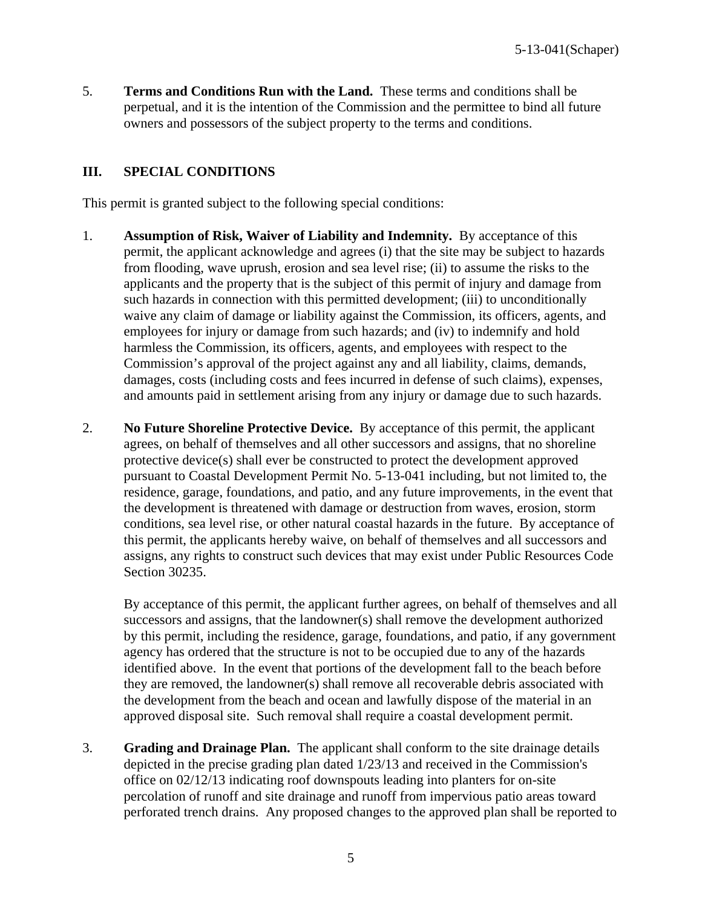5. **Terms and Conditions Run with the Land.** These terms and conditions shall be perpetual, and it is the intention of the Commission and the permittee to bind all future owners and possessors of the subject property to the terms and conditions.

## III. SPECIAL CONDITIONS

This permit is granted subject to the following special conditions:

1. **Assumption of Risk, Waiver of Liability and Indemnity.** By acceptance of this permit, the applicant acknowledge and agrees (i) that the site may be subject to hazards from flooding, wave uprush, erosion and sea level rise; (ii) to assume the risks to the applicants and the property that is the subject of this permit of injury and damage from such hazards in connection with this permitted development; (iii) to unconditionally waive any claim of damage or liability against the Commission, its officers, agents, and employees for injury or damage from such hazards; and (iv) to indemnify and hold harmless the Commission, its officers, agents, and employees with respect to the Commission's approval of the project against any and all liability, claims, demands, damages, costs (including costs and fees incurred in defense of such claims), expenses, and amounts paid in settlement arising from any injury or damage due to such hazards.

2. **No Future Shoreline Protective Device.** By acceptance of this permit, the applicant agrees, on behalf of themselves and all other successors and assigns, that no shoreline protective device(s) shall ever be constructed to protect the development approved pursuant to Coastal Development Permit No. 5-13-041 including, but not limited to, the residence, garage, foundations, and patio, and any future improvements, in the event that the development is threatened with damage or destruction from waves, erosion, storm conditions, sea level rise, or other natural coastal hazards in the future. By acceptance of this permit, the applicants hereby waive, on behalf of themselves and all successors and assigns, any rights to construct such devices that may exist under Public Resources Code Section 30235.

   By acceptance of this permit, the applicant further agrees, on behalf of themselves and all successors and assigns, that the landowner(s) shall remove the development authorized by this permit, including the residence, garage, foundations, and patio, if any government agency has ordered that the structure is not to be occupied due to any of the hazards identified above. In the event that portions of the development fall to the beach before they are removed, the landowner(s) shall remove all recoverable debris associated with the development from the beach and ocean and lawfully dispose of the material in an approved disposal site. Such removal shall require a coastal development permit.

3. **Grading and Drainage Plan.** The applicant shall conform to the site drainage details depicted in the precise grading plan dated 1/23/13 and received in the Commission's office on 02/12/13 indicating roof downspouts leading into planters for on-site percolation of runoff and site drainage and runoff from impervious patio areas toward perforated trench drains. Any proposed changes to the approved plan shall be reported to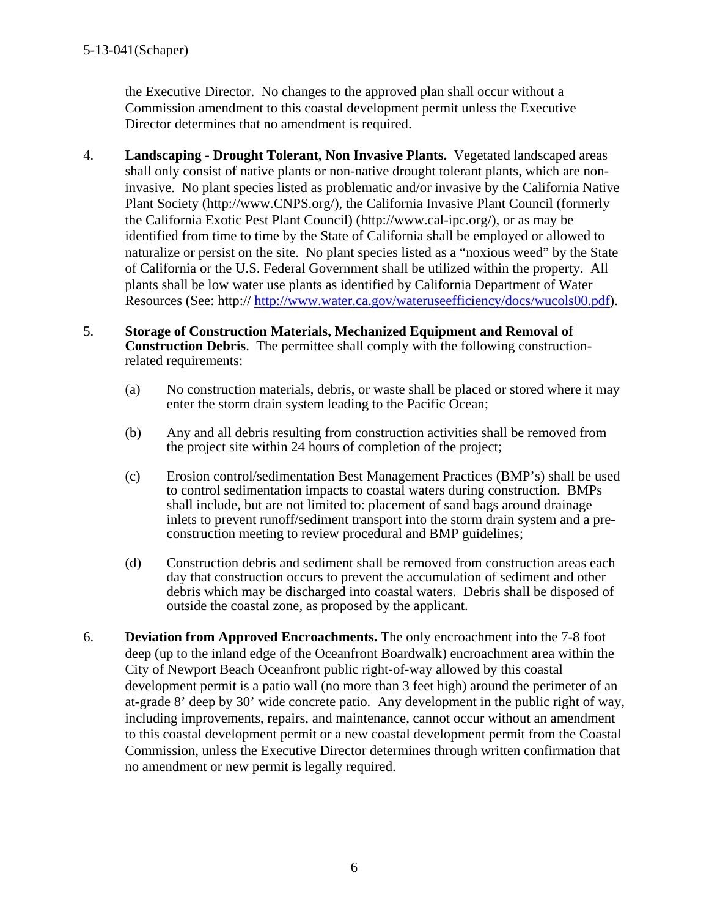the Executive Director. No changes to the approved plan shall occur without a Commission amendment to this coastal development permit unless the Executive Director determines that no amendment is required.

4. **Landscaping - Drought Tolerant, Non Invasive Plants.** Vegetated landscaped areas shall only consist of native plants or non-native drought tolerant plants, which are non-invasive. No plant species listed as problematic and/or invasive by the California Native Plant Society (http://www.CNPS.org/), the California Invasive Plant Council (formerly the California Exotic Pest Plant Council) (http://www.cal-ipc.org/), or as may be identified from time to time by the State of California shall be employed or allowed to naturalize or persist on the site. No plant species listed as a "noxious weed" by the State of California or the U.S. Federal Government shall be utilized within the property. All plants shall be low water use plants as identified by California Department of Water Resources (See: http:// http://www.water.ca.gov/wateruseefficiency/docs/wucols00.pdf).

5. **Storage of Construction Materials, Mechanized Equipment and Removal of Construction Debris**. The permittee shall comply with the following construction-related requirements:

   (a) No construction materials, debris, or waste shall be placed or stored where it may enter the storm drain system leading to the Pacific Ocean;

   (b) Any and all debris resulting from construction activities shall be removed from the project site within 24 hours of completion of the project;

   (c) Erosion control/sedimentation Best Management Practices (BMP's) shall be used to control sedimentation impacts to coastal waters during construction. BMPs shall include, but are not limited to: placement of sand bags around drainage inlets to prevent runoff/sediment transport into the storm drain system and a pre-construction meeting to review procedural and BMP guidelines;

   (d) Construction debris and sediment shall be removed from construction areas each day that construction occurs to prevent the accumulation of sediment and other debris which may be discharged into coastal waters. Debris shall be disposed of outside the coastal zone, as proposed by the applicant.

6. **Deviation from Approved Encroachments.** The only encroachment into the 7-8 foot deep (up to the inland edge of the Oceanfront Boardwalk) encroachment area within the City of Newport Beach Oceanfront public right-of-way allowed by this coastal development permit is a patio wall (no more than 3 feet high) around the perimeter of an at-grade 8' deep by 30' wide concrete patio. Any development in the public right of way, including improvements, repairs, and maintenance, cannot occur without an amendment to this coastal development permit or a new coastal development permit from the Coastal Commission, unless the Executive Director determines through written confirmation that no amendment or new permit is legally required.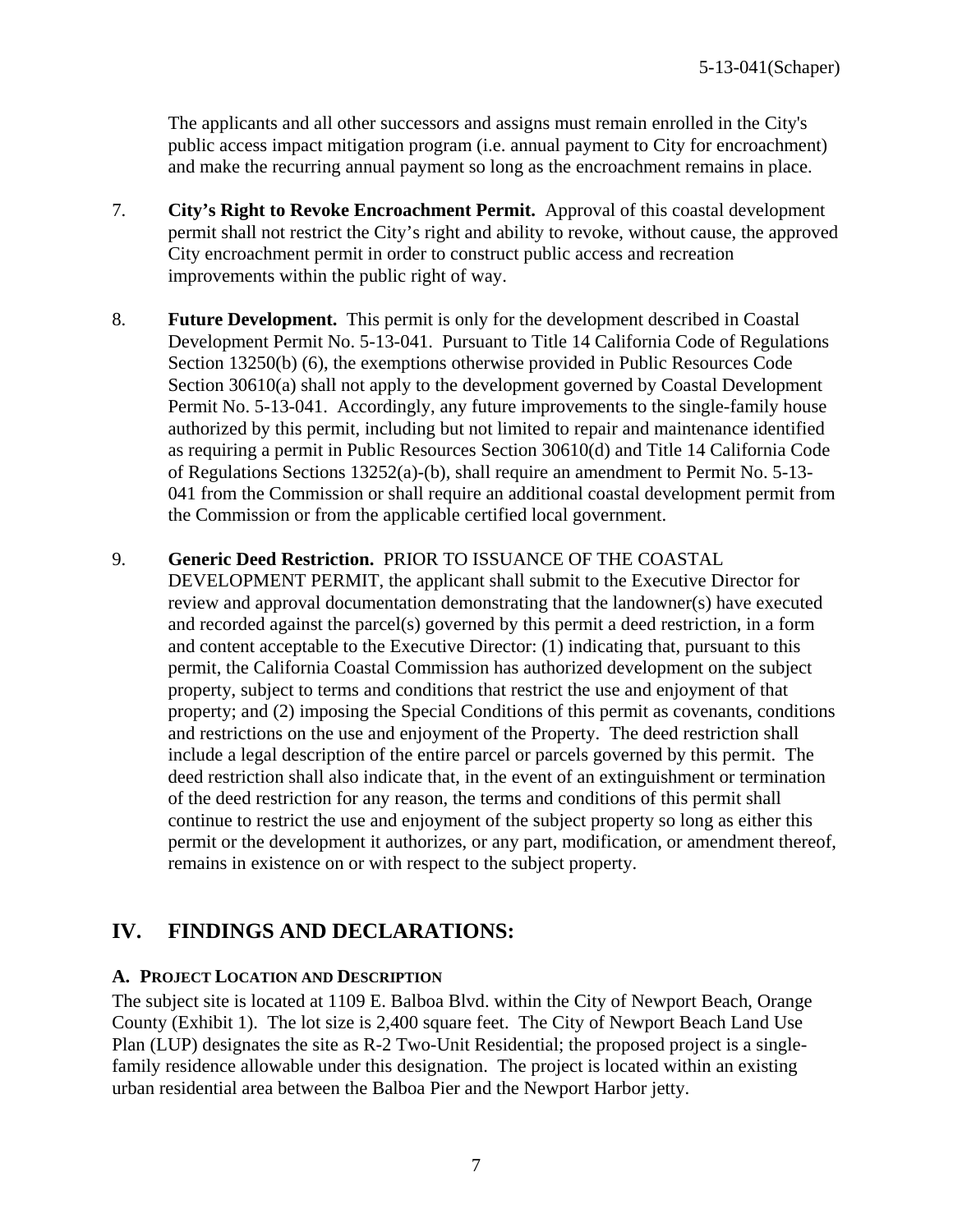The applicants and all other successors and assigns must remain enrolled in the City's public access impact mitigation program (i.e. annual payment to City for encroachment) and make the recurring annual payment so long as the encroachment remains in place.

7. **City's Right to Revoke Encroachment Permit.** Approval of this coastal development permit shall not restrict the City's right and ability to revoke, without cause, the approved City encroachment permit in order to construct public access and recreation improvements within the public right of way.

8. **Future Development.** This permit is only for the development described in Coastal Development Permit No. 5-13-041. Pursuant to Title 14 California Code of Regulations Section 13250(b) (6), the exemptions otherwise provided in Public Resources Code Section 30610(a) shall not apply to the development governed by Coastal Development Permit No. 5-13-041. Accordingly, any future improvements to the single-family house authorized by this permit, including but not limited to repair and maintenance identified as requiring a permit in Public Resources Section 30610(d) and Title 14 California Code of Regulations Sections 13252(a)-(b), shall require an amendment to Permit No. 5-13-041 from the Commission or shall require an additional coastal development permit from the Commission or from the applicable certified local government.

9. **Generic Deed Restriction.** PRIOR TO ISSUANCE OF THE COASTAL DEVELOPMENT PERMIT, the applicant shall submit to the Executive Director for review and approval documentation demonstrating that the landowner(s) have executed and recorded against the parcel(s) governed by this permit a deed restriction, in a form and content acceptable to the Executive Director: (1) indicating that, pursuant to this permit, the California Coastal Commission has authorized development on the subject property, subject to terms and conditions that restrict the use and enjoyment of that property; and (2) imposing the Special Conditions of this permit as covenants, conditions and restrictions on the use and enjoyment of the Property. The deed restriction shall include a legal description of the entire parcel or parcels governed by this permit. The deed restriction shall also indicate that, in the event of an extinguishment or termination of the deed restriction for any reason, the terms and conditions of this permit shall continue to restrict the use and enjoyment of the subject property so long as either this permit or the development it authorizes, or any part, modification, or amendment thereof, remains in existence on or with respect to the subject property.

# IV. FINDINGS AND DECLARATIONS:

### A. Project Location and Description

The subject site is located at 1109 E. Balboa Blvd. within the City of Newport Beach, Orange County (Exhibit 1). The lot size is 2,400 square feet. The City of Newport Beach Land Use Plan (LUP) designates the site as R-2 Two-Unit Residential; the proposed project is a single-family residence allowable under this designation. The project is located within an existing urban residential area between the Balboa Pier and the Newport Harbor jetty.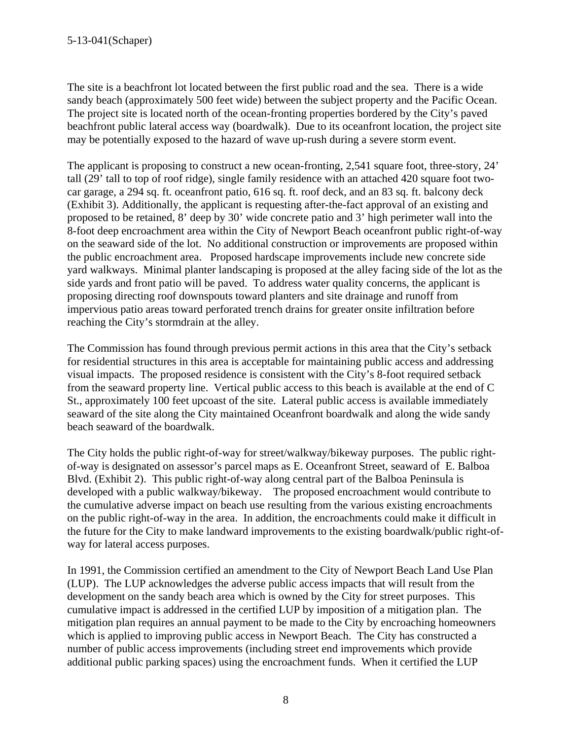The site is a beachfront lot located between the first public road and the sea. There is a wide sandy beach (approximately 500 feet wide) between the subject property and the Pacific Ocean. The project site is located north of the ocean-fronting properties bordered by the City's paved beachfront public lateral access way (boardwalk). Due to its oceanfront location, the project site may be potentially exposed to the hazard of wave up-rush during a severe storm event.

The applicant is proposing to construct a new ocean-fronting, 2,541 square foot, three-story, 24' tall (29' tall to top of roof ridge), single family residence with an attached 420 square foot two-car garage, a 294 sq. ft. oceanfront patio, 616 sq. ft. roof deck, and an 83 sq. ft. balcony deck (Exhibit 3). Additionally, the applicant is requesting after-the-fact approval of an existing and proposed to be retained, 8' deep by 30' wide concrete patio and 3' high perimeter wall into the 8-foot deep encroachment area within the City of Newport Beach oceanfront public right-of-way on the seaward side of the lot. No additional construction or improvements are proposed within the public encroachment area. Proposed hardscape improvements include new concrete side yard walkways. Minimal planter landscaping is proposed at the alley facing side of the lot as the side yards and front patio will be paved. To address water quality concerns, the applicant is proposing directing roof downspouts toward planters and site drainage and runoff from impervious patio areas toward perforated trench drains for greater onsite infiltration before reaching the City's stormdrain at the alley.

The Commission has found through previous permit actions in this area that the City's setback for residential structures in this area is acceptable for maintaining public access and addressing visual impacts. The proposed residence is consistent with the City's 8-foot required setback from the seaward property line. Vertical public access to this beach is available at the end of C St., approximately 100 feet upcoast of the site. Lateral public access is available immediately seaward of the site along the City maintained Oceanfront boardwalk and along the wide sandy beach seaward of the boardwalk.

The City holds the public right-of-way for street/walkway/bikeway purposes. The public right-of-way is designated on assessor's parcel maps as E. Oceanfront Street, seaward of E. Balboa Blvd. (Exhibit 2). This public right-of-way along central part of the Balboa Peninsula is developed with a public walkway/bikeway. The proposed encroachment would contribute to the cumulative adverse impact on beach use resulting from the various existing encroachments on the public right-of-way in the area. In addition, the encroachments could make it difficult in the future for the City to make landward improvements to the existing boardwalk/public right-of-way for lateral access purposes.

In 1991, the Commission certified an amendment to the City of Newport Beach Land Use Plan (LUP). The LUP acknowledges the adverse public access impacts that will result from the development on the sandy beach area which is owned by the City for street purposes. This cumulative impact is addressed in the certified LUP by imposition of a mitigation plan. The mitigation plan requires an annual payment to be made to the City by encroaching homeowners which is applied to improving public access in Newport Beach. The City has constructed a number of public access improvements (including street end improvements which provide additional public parking spaces) using the encroachment funds. When it certified the LUP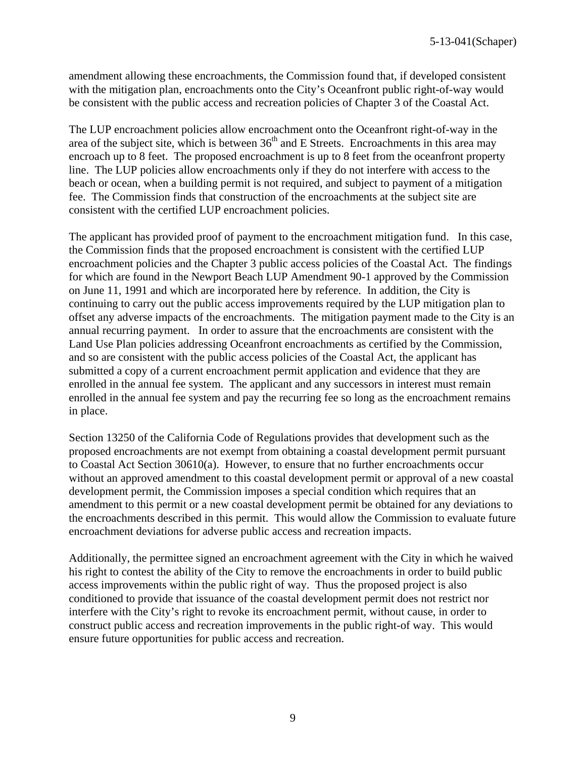amendment allowing these encroachments, the Commission found that, if developed consistent with the mitigation plan, encroachments onto the City's Oceanfront public right-of-way would be consistent with the public access and recreation policies of Chapter 3 of the Coastal Act.

The LUP encroachment policies allow encroachment onto the Oceanfront right-of-way in the area of the subject site, which is between 36th and E Streets. Encroachments in this area may encroach up to 8 feet. The proposed encroachment is up to 8 feet from the oceanfront property line. The LUP policies allow encroachments only if they do not interfere with access to the beach or ocean, when a building permit is not required, and subject to payment of a mitigation fee. The Commission finds that construction of the encroachments at the subject site are consistent with the certified LUP encroachment policies.

The applicant has provided proof of payment to the encroachment mitigation fund. In this case, the Commission finds that the proposed encroachment is consistent with the certified LUP encroachment policies and the Chapter 3 public access policies of the Coastal Act. The findings for which are found in the Newport Beach LUP Amendment 90-1 approved by the Commission on June 11, 1991 and which are incorporated here by reference. In addition, the City is continuing to carry out the public access improvements required by the LUP mitigation plan to offset any adverse impacts of the encroachments. The mitigation payment made to the City is an annual recurring payment. In order to assure that the encroachments are consistent with the Land Use Plan policies addressing Oceanfront encroachments as certified by the Commission, and so are consistent with the public access policies of the Coastal Act, the applicant has submitted a copy of a current encroachment permit application and evidence that they are enrolled in the annual fee system. The applicant and any successors in interest must remain enrolled in the annual fee system and pay the recurring fee so long as the encroachment remains in place.

Section 13250 of the California Code of Regulations provides that development such as the proposed encroachments are not exempt from obtaining a coastal development permit pursuant to Coastal Act Section 30610(a). However, to ensure that no further encroachments occur without an approved amendment to this coastal development permit or approval of a new coastal development permit, the Commission imposes a special condition which requires that an amendment to this permit or a new coastal development permit be obtained for any deviations to the encroachments described in this permit. This would allow the Commission to evaluate future encroachment deviations for adverse public access and recreation impacts.

Additionally, the permittee signed an encroachment agreement with the City in which he waived his right to contest the ability of the City to remove the encroachments in order to build public access improvements within the public right of way. Thus the proposed project is also conditioned to provide that issuance of the coastal development permit does not restrict nor interfere with the City's right to revoke its encroachment permit, without cause, in order to construct public access and recreation improvements in the public right-of way. This would ensure future opportunities for public access and recreation.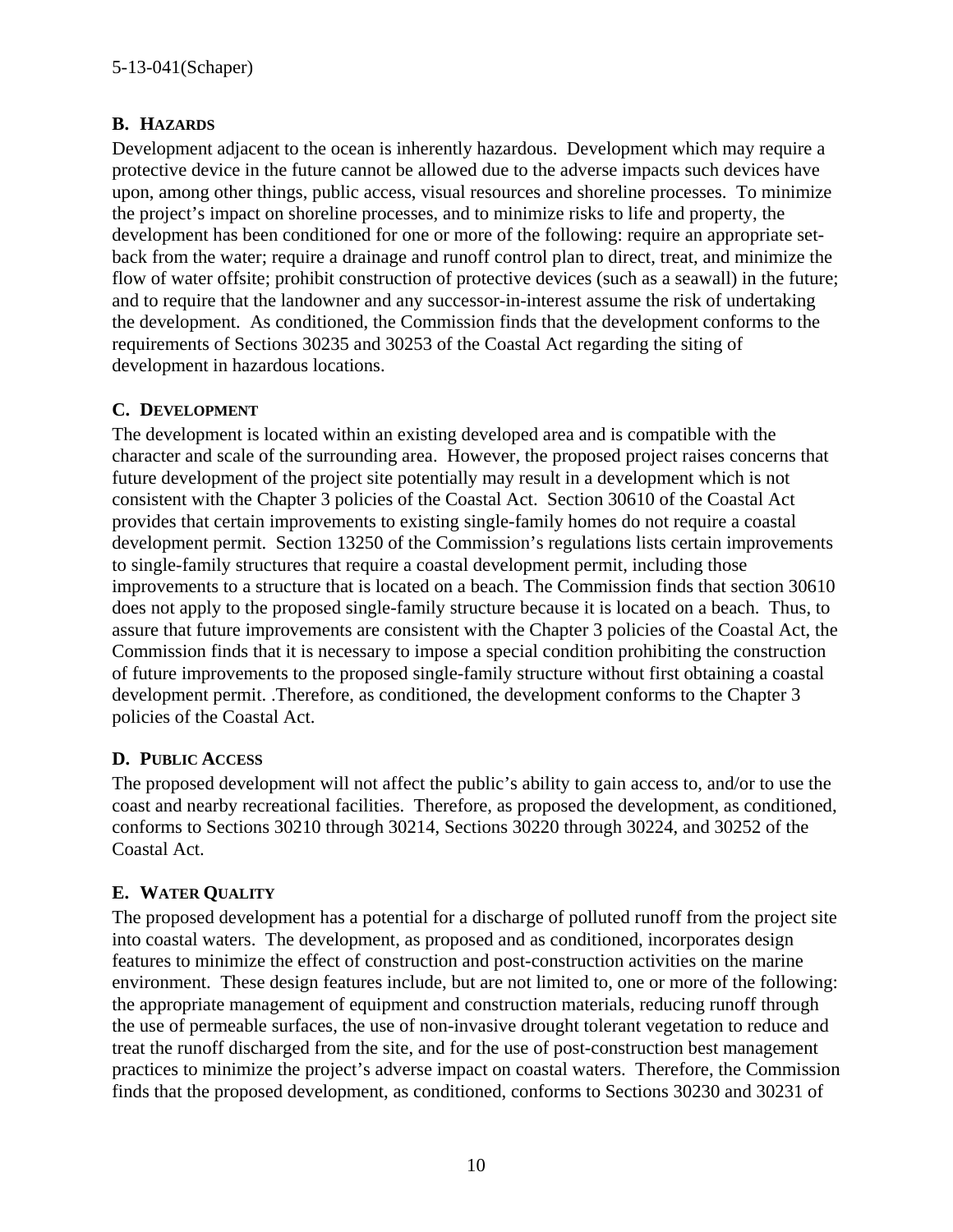## B. HAZARDS

Development adjacent to the ocean is inherently hazardous. Development which may require a protective device in the future cannot be allowed due to the adverse impacts such devices have upon, among other things, public access, visual resources and shoreline processes. To minimize the project's impact on shoreline processes, and to minimize risks to life and property, the development has been conditioned for one or more of the following: require an appropriate set-back from the water; require a drainage and runoff control plan to direct, treat, and minimize the flow of water offsite; prohibit construction of protective devices (such as a seawall) in the future; and to require that the landowner and any successor-in-interest assume the risk of undertaking the development. As conditioned, the Commission finds that the development conforms to the requirements of Sections 30235 and 30253 of the Coastal Act regarding the siting of development in hazardous locations.

## C. DEVELOPMENT

The development is located within an existing developed area and is compatible with the character and scale of the surrounding area. However, the proposed project raises concerns that future development of the project site potentially may result in a development which is not consistent with the Chapter 3 policies of the Coastal Act. Section 30610 of the Coastal Act provides that certain improvements to existing single-family homes do not require a coastal development permit. Section 13250 of the Commission's regulations lists certain improvements to single-family structures that require a coastal development permit, including those improvements to a structure that is located on a beach. The Commission finds that section 30610 does not apply to the proposed single-family structure because it is located on a beach. Thus, to assure that future improvements are consistent with the Chapter 3 policies of the Coastal Act, the Commission finds that it is necessary to impose a special condition prohibiting the construction of future improvements to the proposed single-family structure without first obtaining a coastal development permit. .Therefore, as conditioned, the development conforms to the Chapter 3 policies of the Coastal Act.

## D. PUBLIC ACCESS

The proposed development will not affect the public's ability to gain access to, and/or to use the coast and nearby recreational facilities. Therefore, as proposed the development, as conditioned, conforms to Sections 30210 through 30214, Sections 30220 through 30224, and 30252 of the Coastal Act.

## E. WATER QUALITY

The proposed development has a potential for a discharge of polluted runoff from the project site into coastal waters. The development, as proposed and as conditioned, incorporates design features to minimize the effect of construction and post-construction activities on the marine environment. These design features include, but are not limited to, one or more of the following: the appropriate management of equipment and construction materials, reducing runoff through the use of permeable surfaces, the use of non-invasive drought tolerant vegetation to reduce and treat the runoff discharged from the site, and for the use of post-construction best management practices to minimize the project's adverse impact on coastal waters. Therefore, the Commission finds that the proposed development, as conditioned, conforms to Sections 30230 and 30231 of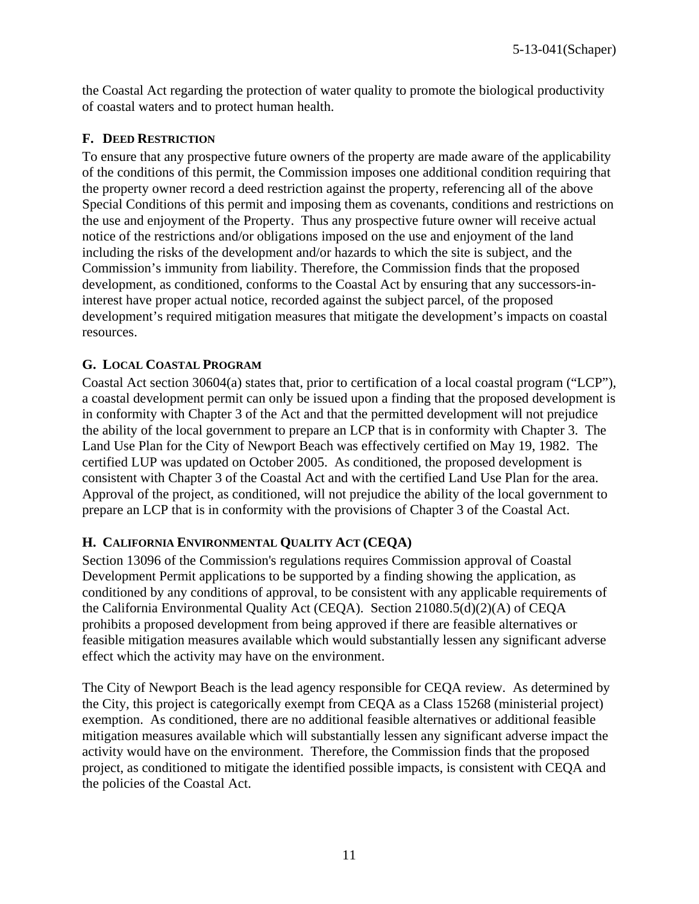the Coastal Act regarding the protection of water quality to promote the biological productivity of coastal waters and to protect human health.

### F. Deed Restriction

To ensure that any prospective future owners of the property are made aware of the applicability of the conditions of this permit, the Commission imposes one additional condition requiring that the property owner record a deed restriction against the property, referencing all of the above Special Conditions of this permit and imposing them as covenants, conditions and restrictions on the use and enjoyment of the Property. Thus any prospective future owner will receive actual notice of the restrictions and/or obligations imposed on the use and enjoyment of the land including the risks of the development and/or hazards to which the site is subject, and the Commission's immunity from liability. Therefore, the Commission finds that the proposed development, as conditioned, conforms to the Coastal Act by ensuring that any successors-in-interest have proper actual notice, recorded against the subject parcel, of the proposed development's required mitigation measures that mitigate the development's impacts on coastal resources.

### G. Local Coastal Program

Coastal Act section 30604(a) states that, prior to certification of a local coastal program ("LCP"), a coastal development permit can only be issued upon a finding that the proposed development is in conformity with Chapter 3 of the Act and that the permitted development will not prejudice the ability of the local government to prepare an LCP that is in conformity with Chapter 3. The Land Use Plan for the City of Newport Beach was effectively certified on May 19, 1982. The certified LUP was updated on October 2005. As conditioned, the proposed development is consistent with Chapter 3 of the Coastal Act and with the certified Land Use Plan for the area. Approval of the project, as conditioned, will not prejudice the ability of the local government to prepare an LCP that is in conformity with the provisions of Chapter 3 of the Coastal Act.

### H. California Environmental Quality Act (CEQA)

Section 13096 of the Commission's regulations requires Commission approval of Coastal Development Permit applications to be supported by a finding showing the application, as conditioned by any conditions of approval, to be consistent with any applicable requirements of the California Environmental Quality Act (CEQA). Section 21080.5(d)(2)(A) of CEQA prohibits a proposed development from being approved if there are feasible alternatives or feasible mitigation measures available which would substantially lessen any significant adverse effect which the activity may have on the environment.

The City of Newport Beach is the lead agency responsible for CEQA review. As determined by the City, this project is categorically exempt from CEQA as a Class 15268 (ministerial project) exemption. As conditioned, there are no additional feasible alternatives or additional feasible mitigation measures available which will substantially lessen any significant adverse impact the activity would have on the environment. Therefore, the Commission finds that the proposed project, as conditioned to mitigate the identified possible impacts, is consistent with CEQA and the policies of the Coastal Act.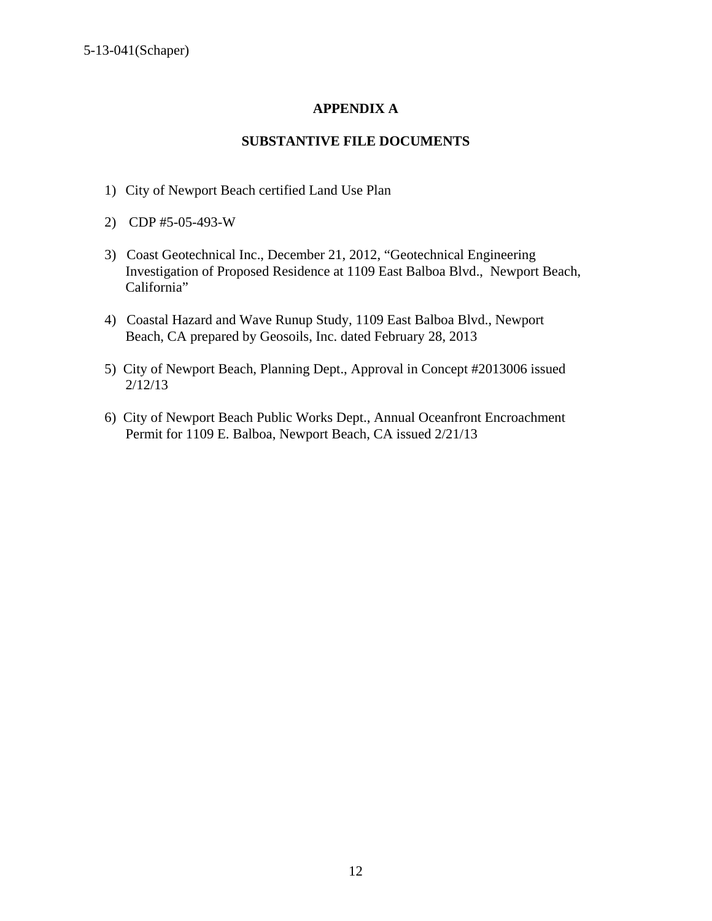# APPENDIX A

## SUBSTANTIVE FILE DOCUMENTS

1) City of Newport Beach certified Land Use Plan
2) CDP #5-05-493-W
3) Coast Geotechnical Inc., December 21, 2012, "Geotechnical Engineering Investigation of Proposed Residence at 1109 East Balboa Blvd., Newport Beach, California"
4) Coastal Hazard and Wave Runup Study, 1109 East Balboa Blvd., Newport Beach, CA prepared by Geosoils, Inc. dated February 28, 2013
5) City of Newport Beach, Planning Dept., Approval in Concept #2013006 issued 2/12/13
6) City of Newport Beach Public Works Dept., Annual Oceanfront Encroachment Permit for 1109 E. Balboa, Newport Beach, CA issued 2/21/13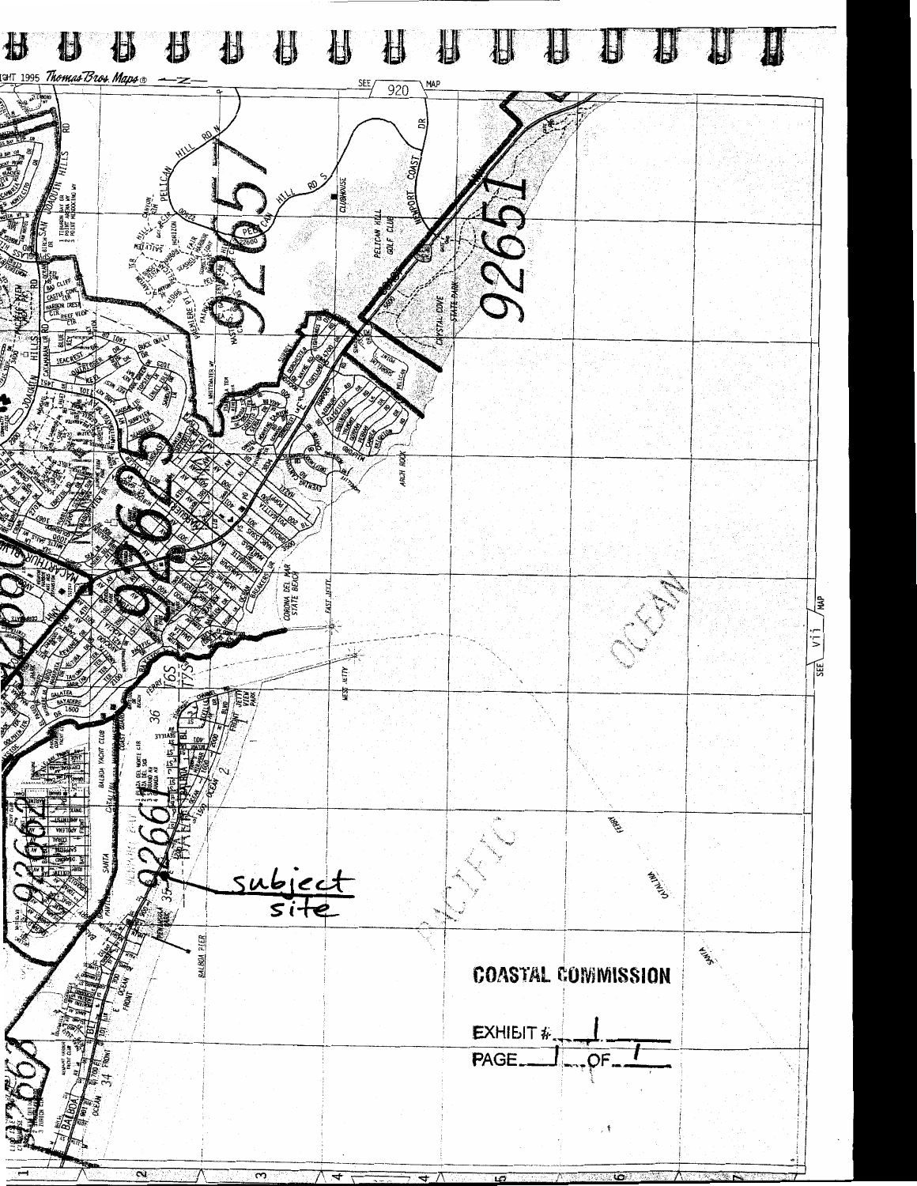subject site

**COASTAL COMMISSION**

EXHIBIT # 1

PAGE 1 OF 1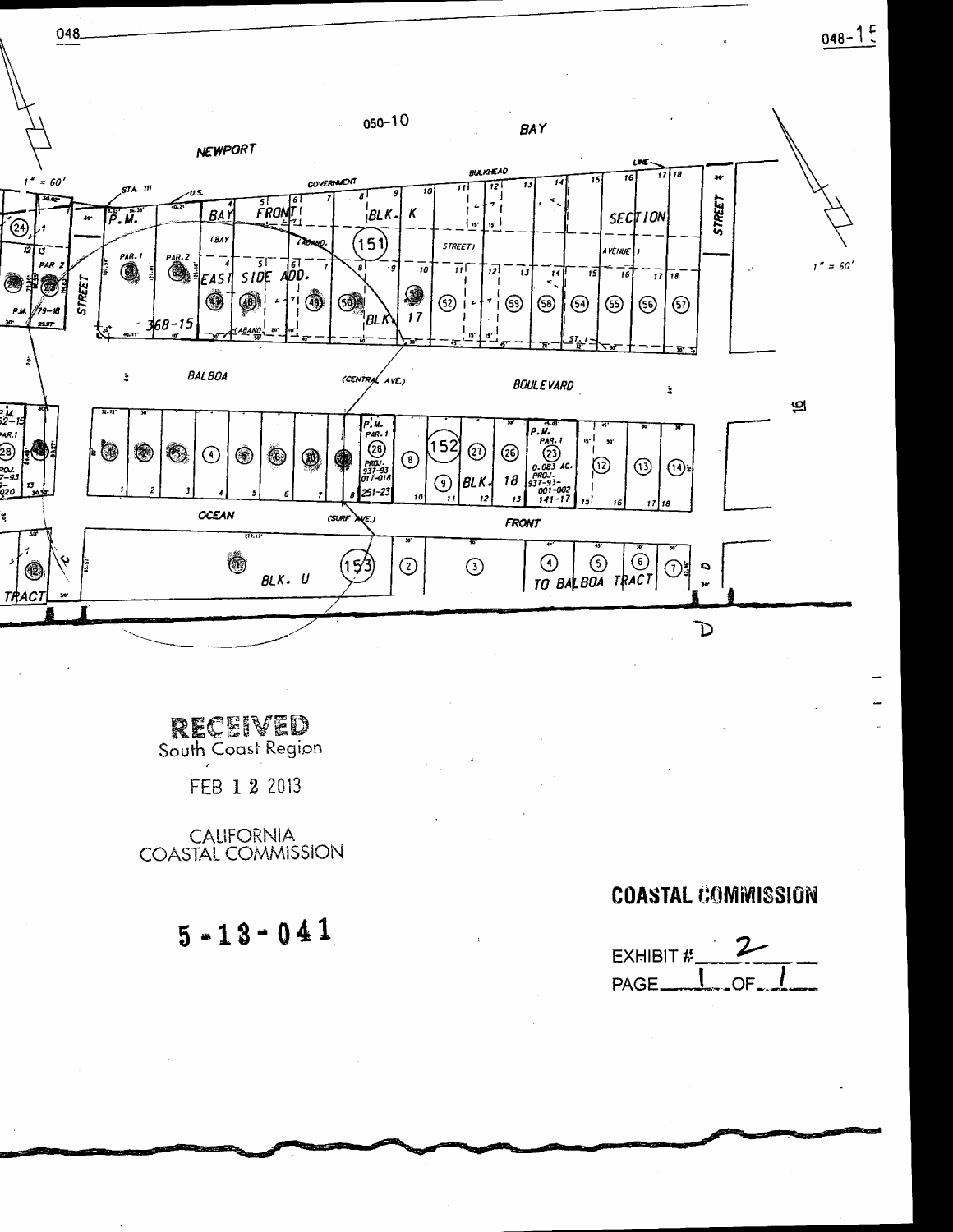048 048-15

050-10

NEWPORT BAY

1" = 60'

BAY FRONT BLK. K SECTION

EAST SIDE ADD. BLK. 17

368-15

BALBOA (CENTRAL AVE.) BOULEVARD

BLK. 18

OCEAN (SURF AVE.) FRONT

BLK. U

TO BALBOA TRACT

RECEIVED
South Coast Region

FEB 12 2013

CALIFORNIA
COASTAL COMMISSION

5-13-041

**COASTAL COMMISSION**

EXHIBIT # 2
PAGE 1 OF 1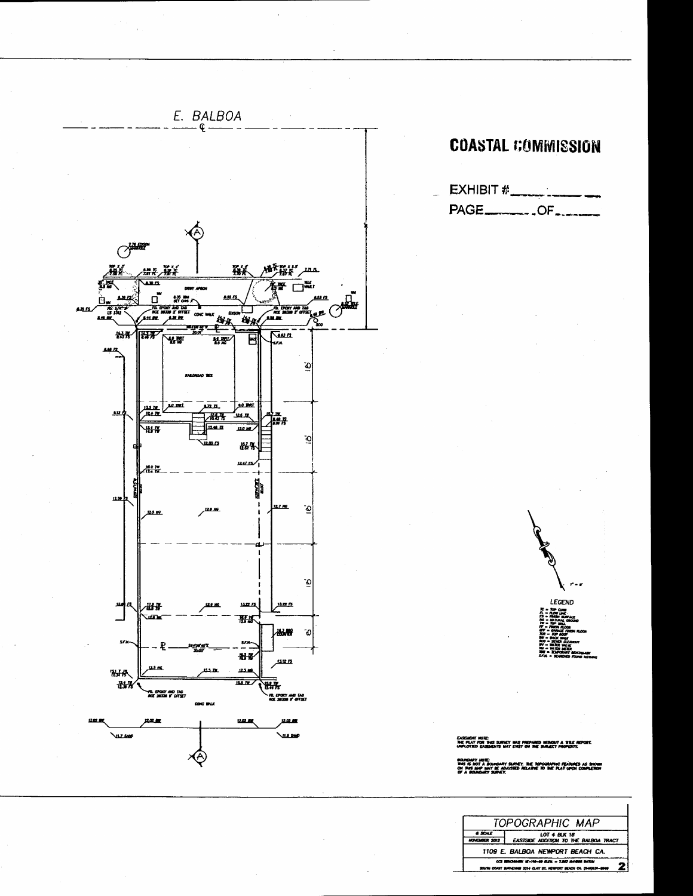E. BALBOA

# COASTAL COMMISSION

EXHIBIT #\_\_\_\_\_\_\_\_\_\_

PAGE\_\_\_\_\_\_\_OF\_\_\_\_\_\_

RAILROAD TIES

LEGEND

TC = TOP CURB
FL = FLOW LINE
FS = FINISH SURFACE
NG = NATURAL GROUND
TW = TOP WALL
FF = FINISH FLOOR
GFF = GARAGE FINISH FLOOR
TOR = TOP ROOF
BW = BACK WALK
SCO = SEWER CLEANOUT
WV = WATER VALVE
WM = WATER METER
TBM = TEMPORARY BENCHMARK
S.F.N. = SEARCHED FOUND NOTHING

EASEMENT NOTE:
THE PLAT FOR THIS SURVEY WAS PREPARED WITHOUT A TITLE REPORT. UNPLOTTED EASEMENTS MAY EXIST ON THE SUBJECT PROPERTY.

BOUNDARY NOTE:
THIS IS NOT A BOUNDARY SURVEY. THE TOPOGRAPHIC FEATURES AS SHOWN ON THIS MAP MAY BE ADJUSTED RELATIVE TO THE PLAT UPON COMPLETION OF A BOUNDARY SURVEY.

| TOPOGRAPHIC MAP | |
|---|---|
| 8 SCALE / NOVEMBER 2012 | LOT 4 BLK 18 EASTSIDE ADDITION TO THE BALBOA TRACT |
| 1109 E. BALBOA NEWPORT BEACH CA. | |
| SOUTH COAST SURVEYING 3214 CLAY ST. NEWPORT BEACH CA. | 2 |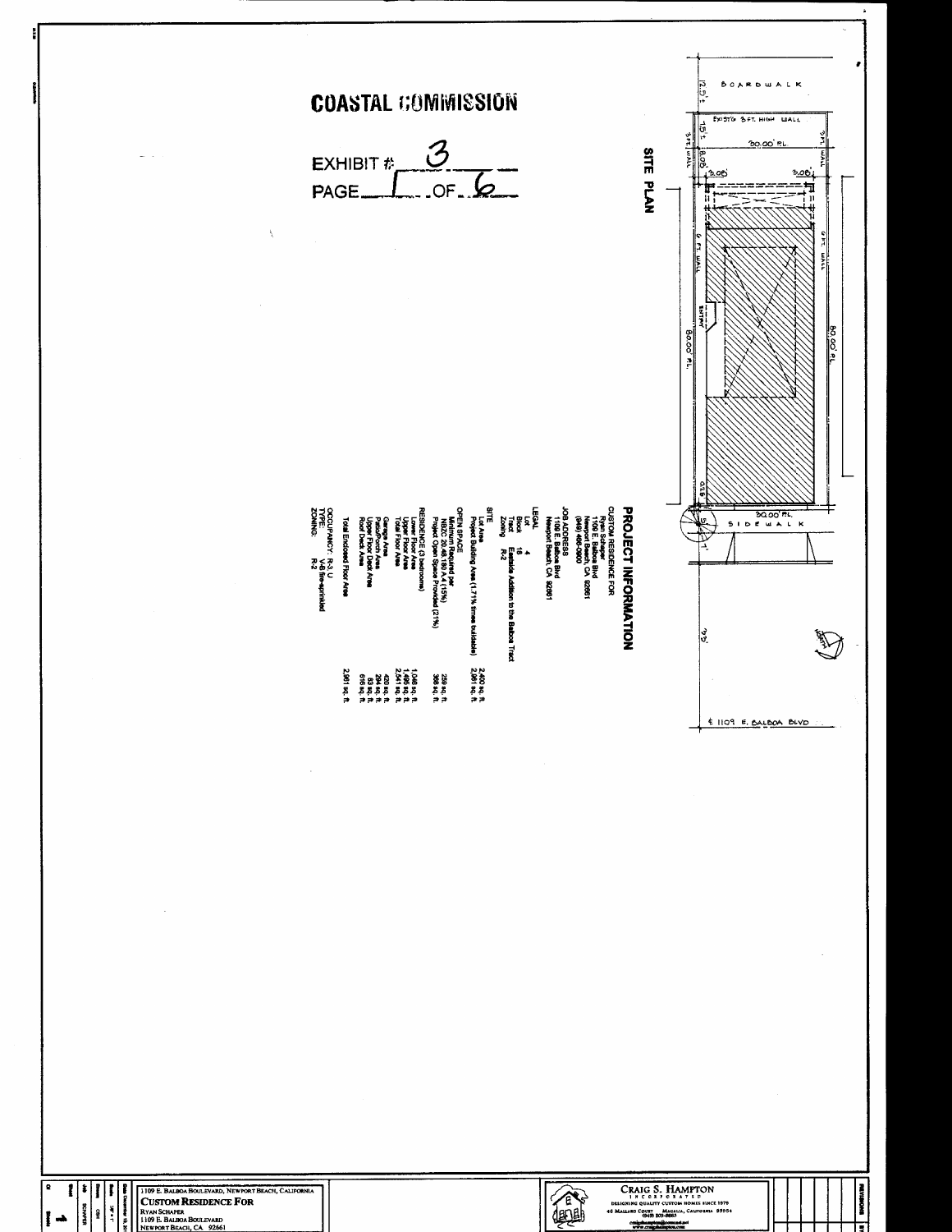# COASTAL COMMISSION

EXHIBIT # 3

PAGE 1 OF 6

## SITE PLAN

BOARDWALK

EXIST'G 3 FT. HIGH WALL

30.00' P.L.

80.00' P.L.

SIDEWALK

℄ 1109 E. BALBOA BLVD

## PROJECT INFORMATION

CUSTOM RESIDENCE FOR
Ryan Schaper
1109 E. Balboa Blvd
Newport Beach, CA 92661
(949) 466-0900

JOB ADDRESS
1109 E. Balboa Blvd
Newport Beach, CA 92661

LEGAL
Lot 4
Block 18
Tract Eastside Addition to the Balboa Tract
Zoning R-2

SITE

| | |
|---|---|
| Lot Area | 2,400 sq. ft. |
| Project Building Area (1.71% times buildable) | 2,961 sq. ft. |

OPEN SPACE

| | |
|---|---|
| Minimum Required per NBZC 20.48.180 A.4 (15%) | 259 sq. ft. |
| Project Open Space Provided (21%) | 368 sq. ft. |

RESIDENCE (3 bedrooms)

| | |
|---|---|
| Lower Floor Area | 1,046 sq. ft. |
| Upper Floor Area | 1,495 sq. ft. |
| Total Floor Area | 2,541 sq. ft. |
| Garage Area | 420 sq. ft. |
| Patio/Porch Area | 264 sq. ft. |
| Upper Floor Deck Area | 83 sq. ft. |
| Roof Deck Area | 616 sq. ft. |
| Total Enclosed Floor Area | 2,961 sq. ft. |

OCCUPANCY: R-3 U
TYPE: V-B fire-sprinkled
ZONING: R-2

1109 E. BALBOA BOULEVARD, NEWPORT BEACH, CALIFORNIA

**CUSTOM RESIDENCE FOR**

RYAN SCHAPER
1109 E. BALBOA BOULEVARD
NEWPORT BEACH, CA 92661

CRAIG S. HAMPTON INCORPORATED
DESIGNING QUALITY CUSTOM HOMES SINCE 1979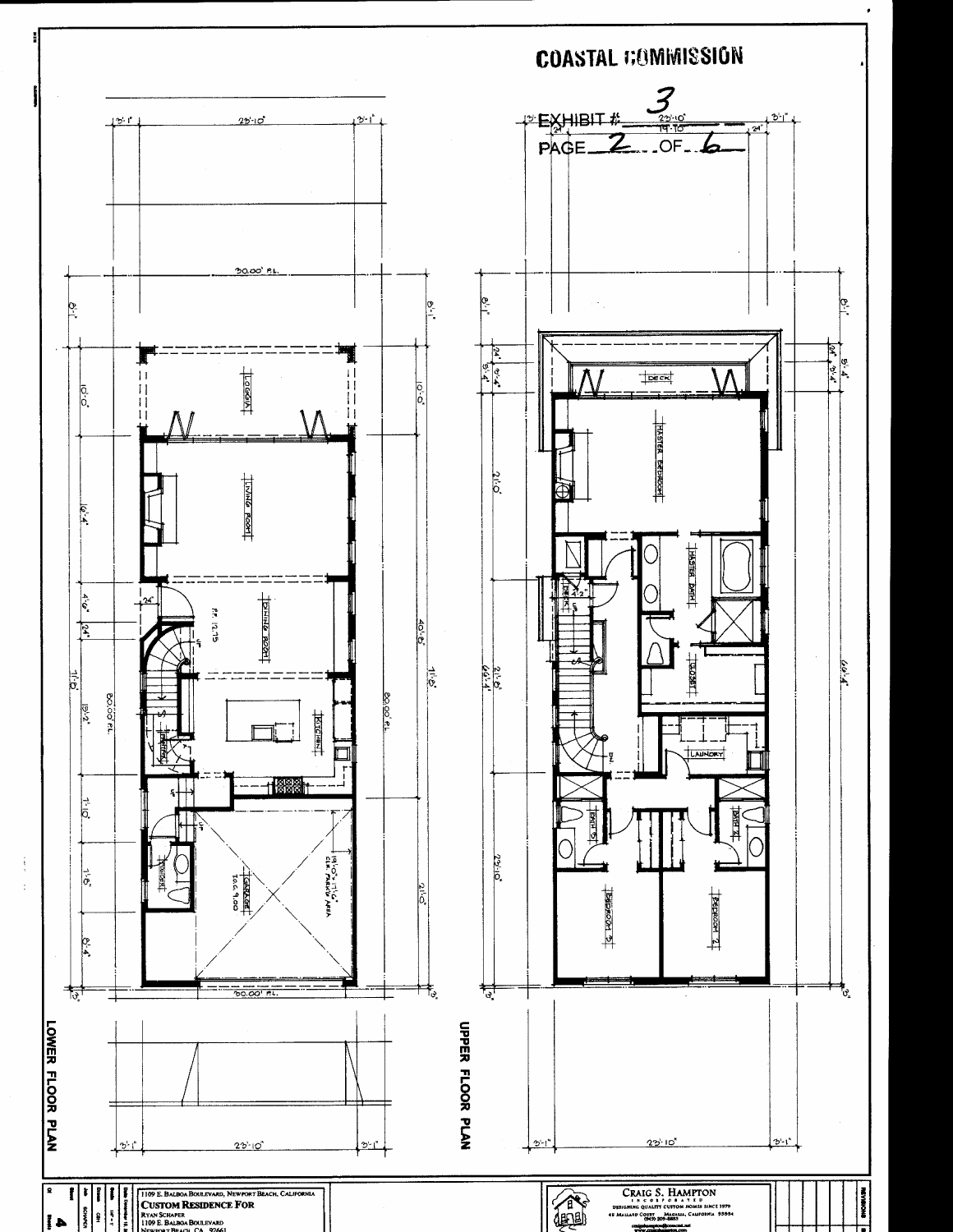**COASTAL COMMISSION**

EXHIBIT # 3

PAGE 2 OF 6

LOWER FLOOR PLAN

LOGGIA

LIVING ROOM

DINING ROOM

F.F. 12.75

PANTRY

KITCHEN

POWDER

GARAGE

T.O.C. 9.00

19'-0" x 17'-6" CLR. PARKING AREA

30.00' P.L.

80.00' P.L.

3'-1" 23'-10" 3'-1"

8'-1" 10'-0" 16'-4" 4'-6" 2'4" 71'-0" 13'-2" 7'-10" 7'-6" 8'-4" 3'

40'-8" 71'-8" 21'-0"

UPPER FLOOR PLAN

DECK

MASTER BEDROOM

MASTER BATH

CLOSET

LAUNDRY

BATH 3

BATH 2

BEDROOM 3

BEDROOM 2

DESK

DN.

3'-1" 23'-10" 19'-10" 3'-1"

8'-1" 5'-4" 21'-0" 21'-8" 66'-4" 22'-10" 3'

66'-4"

1109 E. BALBOA BOULEVARD, NEWPORT BEACH, CALIFORNIA

**CUSTOM RESIDENCE FOR**

RYAN SCHAPER

1109 E. BALBOA BOULEVARD

NEWPORT BEACH, CA 92661

CRAIG S. HAMPTON INCORPORATED

DESIGNING QUALITY CUSTOM HOMES SINCE 1979

Sheet 4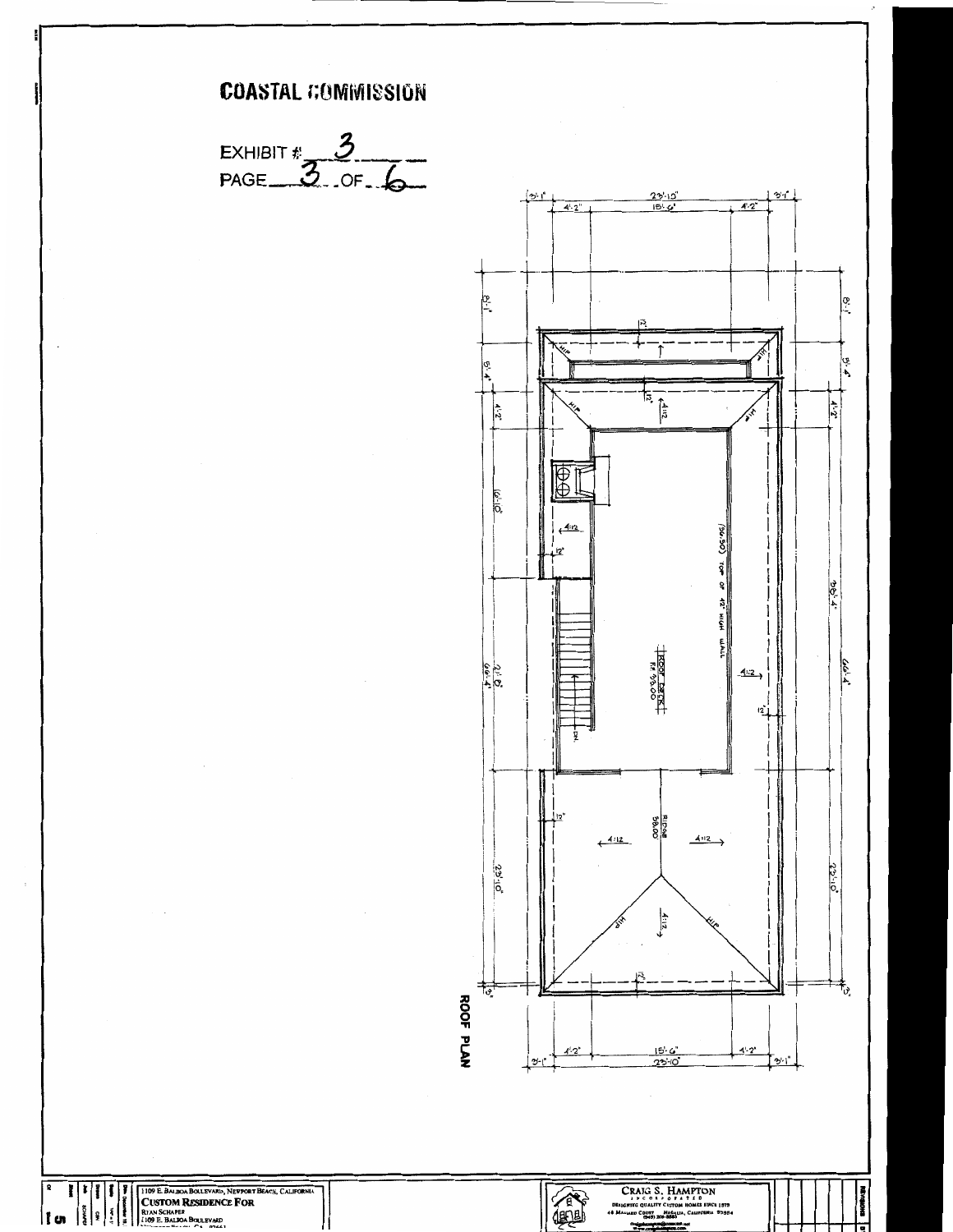# COASTAL COMMISSION

EXHIBIT # 3

PAGE 3 OF 6

ROOF PLAN

3'-1" | 23'-10" | 3'-1"

4'-2" | 15'-6" | 4'-2"

8'-1"

5'-4"

4'-2"

6'-10"

21'-8"

23'-10"

38'-4"

66'-4"

3'

HIP

12"

4:12

(96.50) TOP OF 42" HIGH WALL

ROOF DECK F.F. 93.00

RIDGE 98.00

DN

1109 E. BALBOA BOULEVARD, NEWPORT BEACH, CALIFORNIA

**CUSTOM RESIDENCE FOR**

RYAN SCHAPER

1109 E. BALBOA BOULEVARD

CRAIG S. HAMPTON

INCORPORATED

DESIGNING QUALITY CUSTOM HOMES SINCE 1979

5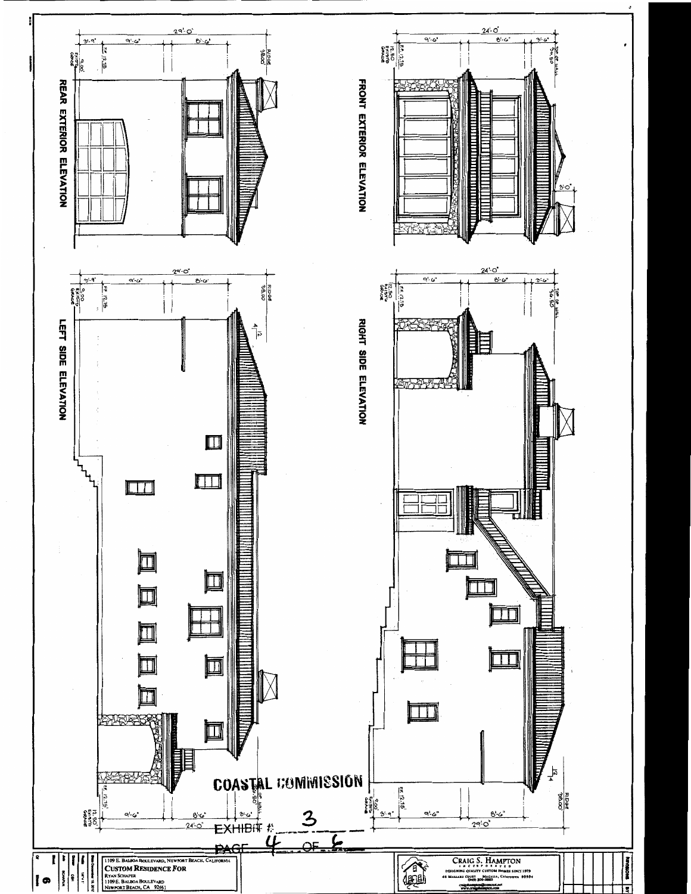## REAR EXTERIOR ELEVATION

3'-9" | 9'-6" | 8'-6" | 29'-0"

9.00 EXIST'G GRADE

FF 12.15

RIDGE 38.00

## FRONT EXTERIOR ELEVATION

9'-6" | 8'-6" | 3'-6" | 24'-0"

12.50 EXIST'G GRADE

F.F. 12.15

TOP OF WALL 36.50

3'-0"

## LEFT SIDE ELEVATION

3'-9" | 9'-6" | 8'-6" | 29'-0"

9.00 EXIST'G GRADE

FF 12.15

RIDGE 38.00

4/12

F.F. 12.15

12.50 EXIST'G GRADE

9'-6" | 8'-6" | 3'-6" | 24'-0"

TOP OF WALL 36.50

## RIGHT SIDE ELEVATION

9'-6" | 8'-6" | 3'-6" | 24'-0"

12.50 EXIST'G GRADE

F.F. 12.15

TOP OF WALL 36.50

12/4

RIDGE 38.00

FF 12.15

9.00 EXIST'G GRADE

3'-9" | 9'-6" | 8'-6" | 29'-0"

COASTAL COMMISSION

EXHIBIT # 3

PAGE 4 OF 6

1109 E. BALBOA BOULEVARD, NEWPORT BEACH, CALIFORNIA

CUSTOM RESIDENCE FOR

RYAN SCHAPER
1109 E. BALBOA BOULEVARD
NEWPORT BEACH, CA 92661

CRAIG S. HAMPTON
INCORPORATED
DESIGNING QUALITY CUSTOM HOMES SINCE 1979

Sheet 6

REVISIONS | BY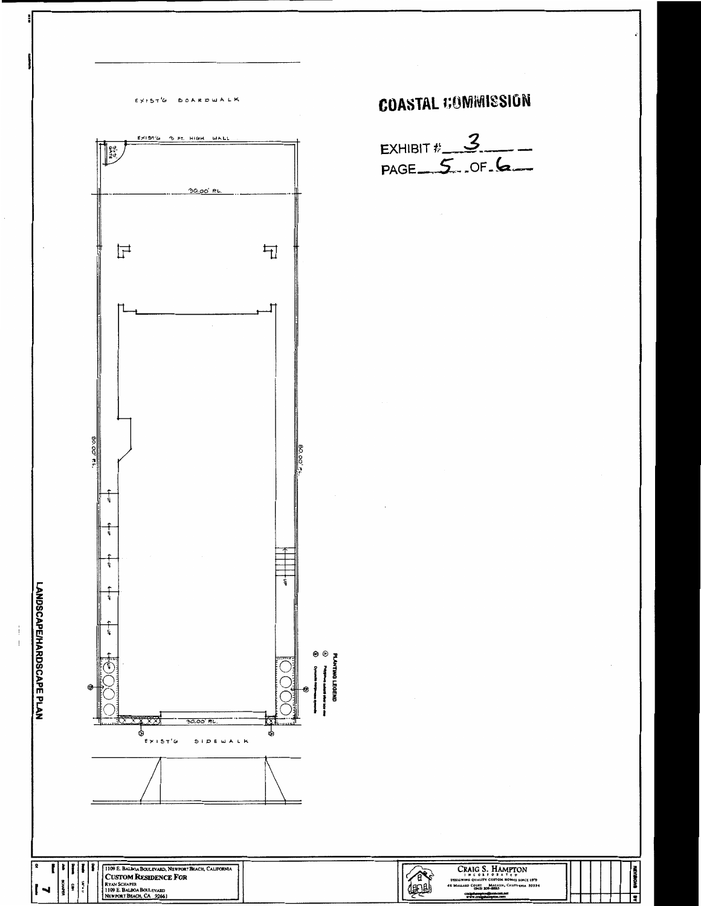# COASTAL COMMISSION

EXHIBIT # 3

PAGE 5 OF 6

EXIST'G BOARDWALK

EXIST'G 3 FT. HIGH WALL

30.00' P.L.

80.00' P.L.

80.00' P.L.

30.00' P.L.

EXIST'G SIDEWALK

UP

PLANTING LEGEND

LANDSCAPE/HARDSCAPE PLAN

1109 E. BALBOA BOULEVARD, NEWPORT BEACH, CALIFORNIA

**CUSTOM RESIDENCE FOR**

RYAN SCHAPER
1109 E. BALBOA BOULEVARD
NEWPORT BEACH, CA 92661

**CRAIG S. HAMPTON**
INCORPORATED
DESIGNING QUALITY CUSTOM HOMES SINCE 1979
48 MALLARD COURT MAGALIA, CALIFORNIA 95954

Sheet 7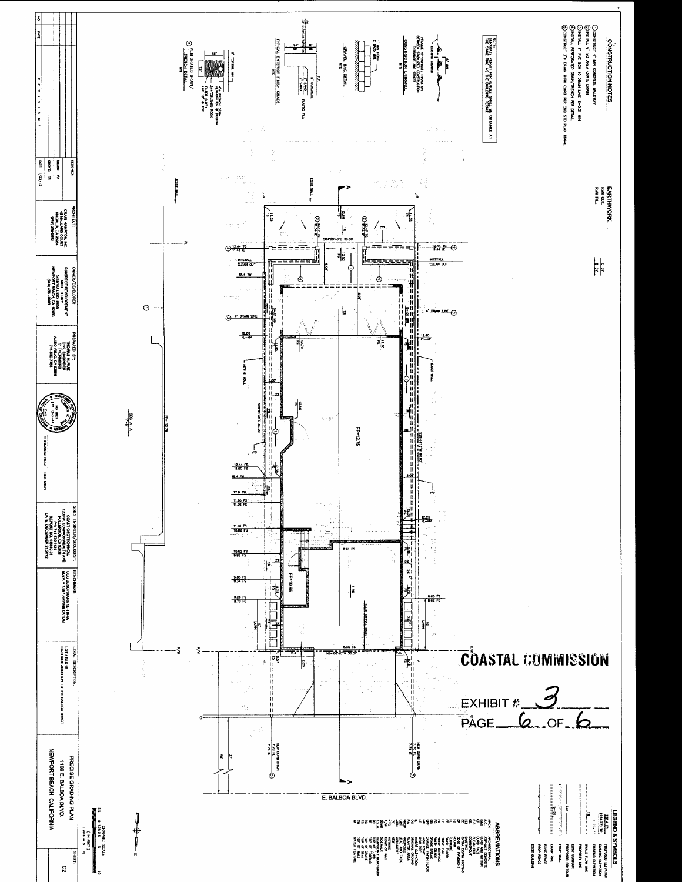## CONSTRUCTION NOTES:

1. CONSTRUCT 4" MIN CONCRETE WALKWAY
2. INSTALL 6" SQ AREA GRATE DRAIN
3. INSTALL 4" PVC SCH 40 DRAIN LINE, S=0.01 MIN
4. INSTALL PERFORATED DRAIN/TRENCH PER DETAIL
5. CONSTRUCT 3"ø DRAIN THRU CURB PER CNB STD PLAN 184-L

**EARTHWORK**

RAW CUT: 0 CY
RAW FILL: 8 CY

NOTE: SEPARATE PERMIT FOR FENCES SHALL BE OBTAINED AT THE SAME TIME AS THE BUILDING PERMIT.

CONSTRUCTION ENTRANCE
NTS

GRAVEL BAG DETAIL
NTS

TYPICAL EXTERIOR FINISH GRADE
NTS

PERFORATED DRAIN/TRENCH DETAIL
NTS

FF=12.75

FF=10.65

SEC A-A

E. BALBOA BLVD.

COASTAL COMMISSION

EXHIBIT # 3

PAGE 6 OF 6

**LEGEND & SYMBOLS**

PROPOSED ELEVATION
EXISTING ELEVATION
EXISTING ELEVATION
SWALE FLOW LINE
PROPERTY LINE
EXIST CONTOUR
PROPOSED CONTOUR
PROP WALL
DRAIN PIPE
EXIST FENCE
PROP FENCE
EXIST BUILDING

**ABBREVIATIONS**

ARCH — ARCHITECTURAL
AC — ASPHALT CONCRETE
C&G — CURB AND GUTTER
CF — CURB FACE
CO — CLEAN OUT
DS — DOWNSPOUT
ED — EDGE OF PAVEMENT
FF — FINISH FLOOR
FG — FINISH GRADE
FL — FLOWLINE
FS — FINISH SURFACE
GB — GRADE BREAK
HP — HIGH POINT
IE — INVERT ELEVATION
NTS — NOT TO SCALE
PA — PLANTER AREA
PL — PROPERTY LINE
PROP — PROPOSED
R/W — RIGHT OF WAY
TC — TOP OF CURB
TG — TOP OF GRATE
TW — TOP OF WALL
WF — WATER FEATURE

DESIGNED: 
DRAWN: PA
CHECKED: TR
DATE: 1/22/13

ARCHITECT:
CRAIG HAMPTON, INC.
48 MALLARD COURT
NEWPORT BEACH, CA

OWNER/DEVELOPER:
RUNCREST DEVELOPMENT
MIKE TERRY
NEWPORT BEACH, CA 92660

PREPARED BY:
THOMAS M. RUIZ
CIVIL ENGINEER
ALISO VIEJO, CA

THOMAS M. RUIZ RCE 59827

SOILS ENGINEER/GEOLOGIST:
COAST GEOTECHNICAL
FULLERTON, CA 92835
DATE: DECEMBER 21, 2012

BENCHMARK:
OCS BENCHMARK
ELEV = 7.587 NAVD88 DATUM

LEGAL DESCRIPTION:
LOT 6, BLK 18
EASTSIDE ADDITION TO THE BALBOA TRACT

PRECISE GRADING PLAN
1109 E. BALBOA BLVD.
NEWPORT BEACH, CALIFORNIA

SHEET C2

GRAPHIC SCALE
( IN FEET )
1 inch = 5 ft.

REVISIONS